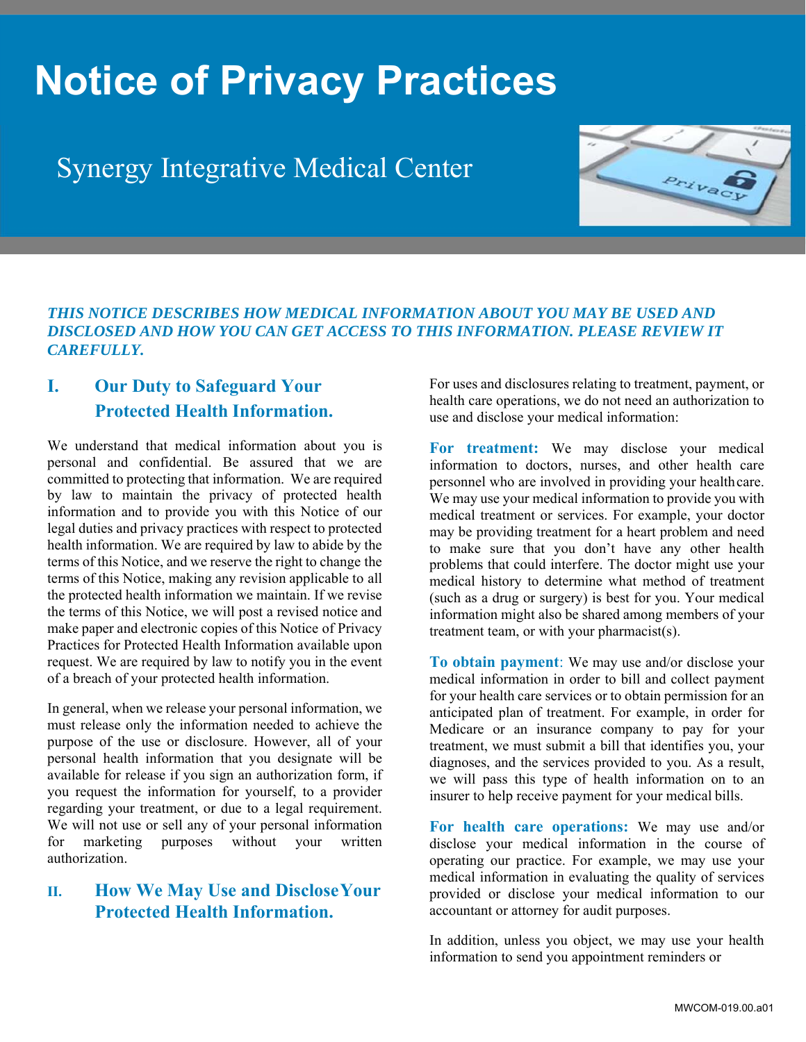# Notice of Privacy Practices

## Synergy Integrative Medical Center

***THIS NOTICE DESCRIBES HOW MEDICAL INFORMATION ABOUT YOU MAY BE USED AND DISCLOSED AND HOW YOU CAN GET ACCESS TO THIS INFORMATION. PLEASE REVIEW IT CAREFULLY.***

### I. Our Duty to Safeguard Your Protected Health Information.

We understand that medical information about you is personal and confidential. Be assured that we are committed to protecting that information. We are required by law to maintain the privacy of protected health information and to provide you with this Notice of our legal duties and privacy practices with respect to protected health information. We are required by law to abide by the terms of this Notice, and we reserve the right to change the terms of this Notice, making any revision applicable to all the protected health information we maintain. If we revise the terms of this Notice, we will post a revised notice and make paper and electronic copies of this Notice of Privacy Practices for Protected Health Information available upon request. We are required by law to notify you in the event of a breach of your protected health information.

In general, when we release your personal information, we must release only the information needed to achieve the purpose of the use or disclosure. However, all of your personal health information that you designate will be available for release if you sign an authorization form, if you request the information for yourself, to a provider regarding your treatment, or due to a legal requirement. We will not use or sell any of your personal information for marketing purposes without your written authorization.

### II. How We May Use and Disclose Your Protected Health Information.

For uses and disclosures relating to treatment, payment, or health care operations, we do not need an authorization to use and disclose your medical information:

**For treatment:** We may disclose your medical information to doctors, nurses, and other health care personnel who are involved in providing your healthcare. We may use your medical information to provide you with medical treatment or services. For example, your doctor may be providing treatment for a heart problem and need to make sure that you don't have any other health problems that could interfere. The doctor might use your medical history to determine what method of treatment (such as a drug or surgery) is best for you. Your medical information might also be shared among members of your treatment team, or with your pharmacist(s).

**To obtain payment**: We may use and/or disclose your medical information in order to bill and collect payment for your health care services or to obtain permission for an anticipated plan of treatment. For example, in order for Medicare or an insurance company to pay for your treatment, we must submit a bill that identifies you, your diagnoses, and the services provided to you. As a result, we will pass this type of health information on to an insurer to help receive payment for your medical bills.

**For health care operations:** We may use and/or disclose your medical information in the course of operating our practice. For example, we may use your medical information in evaluating the quality of services provided or disclose your medical information to our accountant or attorney for audit purposes.

In addition, unless you object, we may use your health information to send you appointment reminders or

MWCOM-019.00.a01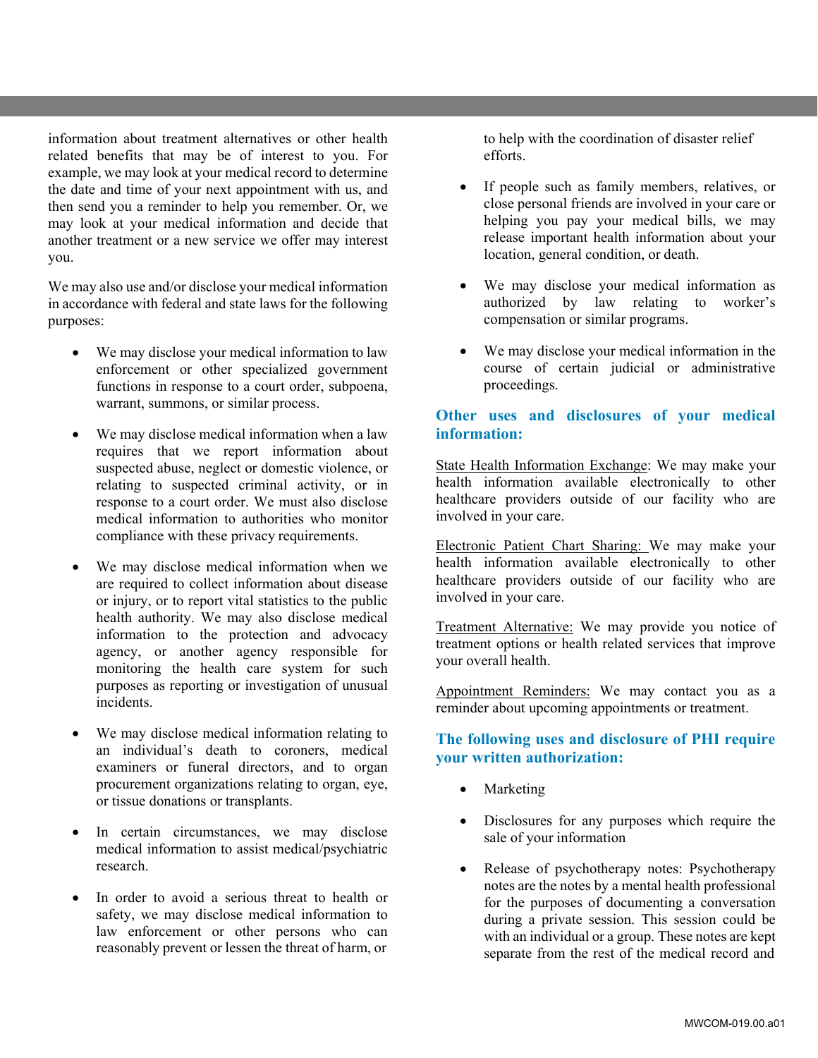information about treatment alternatives or other health related benefits that may be of interest to you. For example, we may look at your medical record to determine the date and time of your next appointment with us, and then send you a reminder to help you remember. Or, we may look at your medical information and decide that another treatment or a new service we offer may interest you.

We may also use and/or disclose your medical information in accordance with federal and state laws for the following purposes:

- We may disclose your medical information to law enforcement or other specialized government functions in response to a court order, subpoena, warrant, summons, or similar process.
- We may disclose medical information when a law requires that we report information about suspected abuse, neglect or domestic violence, or relating to suspected criminal activity, or in response to a court order. We must also disclose medical information to authorities who monitor compliance with these privacy requirements.
- We may disclose medical information when we are required to collect information about disease or injury, or to report vital statistics to the public health authority. We may also disclose medical information to the protection and advocacy agency, or another agency responsible for monitoring the health care system for such purposes as reporting or investigation of unusual incidents.
- We may disclose medical information relating to an individual's death to coroners, medical examiners or funeral directors, and to organ procurement organizations relating to organ, eye, or tissue donations or transplants.
- In certain circumstances, we may disclose medical information to assist medical/psychiatric research.
- In order to avoid a serious threat to health or safety, we may disclose medical information to law enforcement or other persons who can reasonably prevent or lessen the threat of harm, or to help with the coordination of disaster relief efforts.
- If people such as family members, relatives, or close personal friends are involved in your care or helping you pay your medical bills, we may release important health information about your location, general condition, or death.
- We may disclose your medical information as authorized by law relating to worker's compensation or similar programs.
- We may disclose your medical information in the course of certain judicial or administrative proceedings.

## Other uses and disclosures of your medical information:

State Health Information Exchange: We may make your health information available electronically to other healthcare providers outside of our facility who are involved in your care.

Electronic Patient Chart Sharing: We may make your health information available electronically to other healthcare providers outside of our facility who are involved in your care.

Treatment Alternative: We may provide you notice of treatment options or health related services that improve your overall health.

Appointment Reminders: We may contact you as a reminder about upcoming appointments or treatment.

## The following uses and disclosure of PHI require your written authorization:

- Marketing
- Disclosures for any purposes which require the sale of your information
- Release of psychotherapy notes: Psychotherapy notes are the notes by a mental health professional for the purposes of documenting a conversation during a private session. This session could be with an individual or a group. These notes are kept separate from the rest of the medical record and

MWCOM-019.00.a01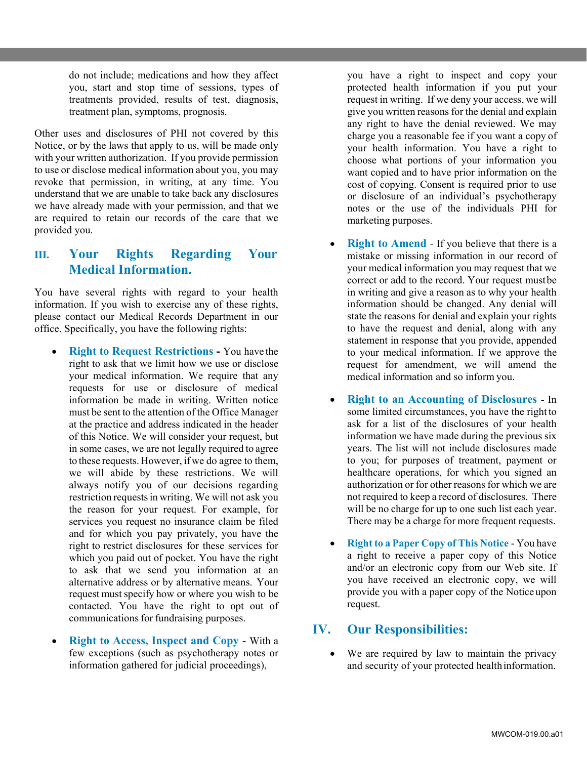do not include; medications and how they affect you, start and stop time of sessions, types of treatments provided, results of test, diagnosis, treatment plan, symptoms, prognosis.

Other uses and disclosures of PHI not covered by this Notice, or by the laws that apply to us, will be made only with your written authorization. If you provide permission to use or disclose medical information about you, you may revoke that permission, in writing, at any time. You understand that we are unable to take back any disclosures we have already made with your permission, and that we are required to retain our records of the care that we provided you.

## III. Your Rights Regarding Your Medical Information.

You have several rights with regard to your health information. If you wish to exercise any of these rights, please contact our Medical Records Department in our office. Specifically, you have the following rights:

- **Right to Request Restrictions -** You have the right to ask that we limit how we use or disclose your medical information. We require that any requests for use or disclosure of medical information be made in writing. Written notice must be sent to the attention of the Office Manager at the practice and address indicated in the header of this Notice. We will consider your request, but in some cases, we are not legally required to agree to these requests. However, if we do agree to them, we will abide by these restrictions. We will always notify you of our decisions regarding restriction requests in writing. We will not ask you the reason for your request. For example, for services you request no insurance claim be filed and for which you pay privately, you have the right to restrict disclosures for these services for which you paid out of pocket. You have the right to ask that we send you information at an alternative address or by alternative means. Your request must specify how or where you wish to be contacted. You have the right to opt out of communications for fundraising purposes.

- **Right to Access, Inspect and Copy** - With a few exceptions (such as psychotherapy notes or information gathered for judicial proceedings), you have a right to inspect and copy your protected health information if you put your request in writing. If we deny your access, we will give you written reasons for the denial and explain any right to have the denial reviewed. We may charge you a reasonable fee if you want a copy of your health information. You have a right to choose what portions of your information you want copied and to have prior information on the cost of copying. Consent is required prior to use or disclosure of an individual's psychotherapy notes or the use of the individuals PHI for marketing purposes.

- **Right to Amend** - If you believe that there is a mistake or missing information in our record of your medical information you may request that we correct or add to the record. Your request must be in writing and give a reason as to why your health information should be changed. Any denial will state the reasons for denial and explain your rights to have the request and denial, along with any statement in response that you provide, appended to your medical information. If we approve the request for amendment, we will amend the medical information and so inform you.

- **Right to an Accounting of Disclosures** - In some limited circumstances, you have the right to ask for a list of the disclosures of your health information we have made during the previous six years. The list will not include disclosures made to you; for purposes of treatment, payment or healthcare operations, for which you signed an authorization or for other reasons for which we are not required to keep a record of disclosures. There will be no charge for up to one such list each year. There may be a charge for more frequent requests.

- **Right to a Paper Copy of This Notice** - You have a right to receive a paper copy of this Notice and/or an electronic copy from our Web site. If you have received an electronic copy, we will provide you with a paper copy of the Notice upon request.

## IV. Our Responsibilities:

- We are required by law to maintain the privacy and security of your protected health information.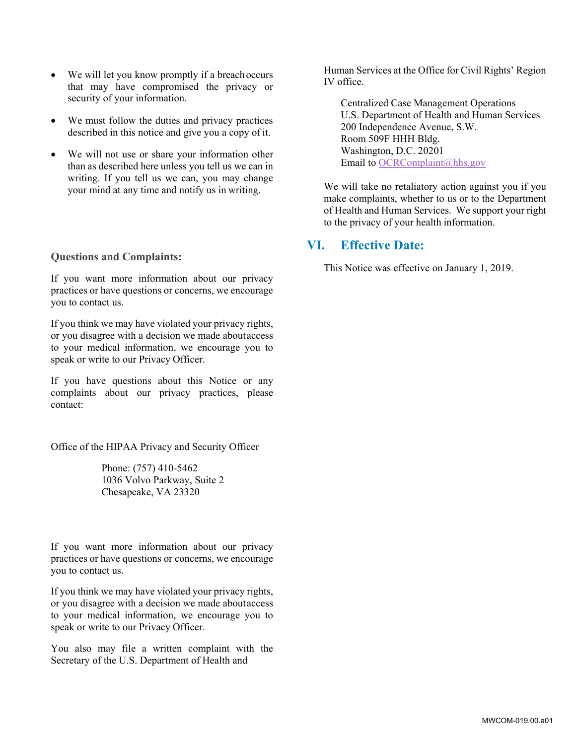- We will let you know promptly if a breach occurs that may have compromised the privacy or security of your information.
- We must follow the duties and privacy practices described in this notice and give you a copy of it.
- We will not use or share your information other than as described here unless you tell us we can in writing. If you tell us we can, you may change your mind at any time and notify us in writing.

**Questions and Complaints:**

If you want more information about our privacy practices or have questions or concerns, we encourage you to contact us.

If you think we may have violated your privacy rights, or you disagree with a decision we made about access to your medical information, we encourage you to speak or write to our Privacy Officer.

If you have questions about this Notice or any complaints about our privacy practices, please contact:

Office of the HIPAA Privacy and Security Officer

Phone: (757) 410-5462
1036 Volvo Parkway, Suite 2
Chesapeake, VA 23320

If you want more information about our privacy practices or have questions or concerns, we encourage you to contact us.

If you think we may have violated your privacy rights, or you disagree with a decision we made about access to your medical information, we encourage you to speak or write to our Privacy Officer.

You also may file a written complaint with the Secretary of the U.S. Department of Health and Human Services at the Office for Civil Rights' Region IV office.

Centralized Case Management Operations
U.S. Department of Health and Human Services
200 Independence Avenue, S.W.
Room 509F HHH Bldg.
Washington, D.C. 20201
Email to OCRComplaint@hhs.gov

We will take no retaliatory action against you if you make complaints, whether to us or to the Department of Health and Human Services. We support your right to the privacy of your health information.

## VI. Effective Date:

This Notice was effective on January 1, 2019.

MWCOM-019.00.a01